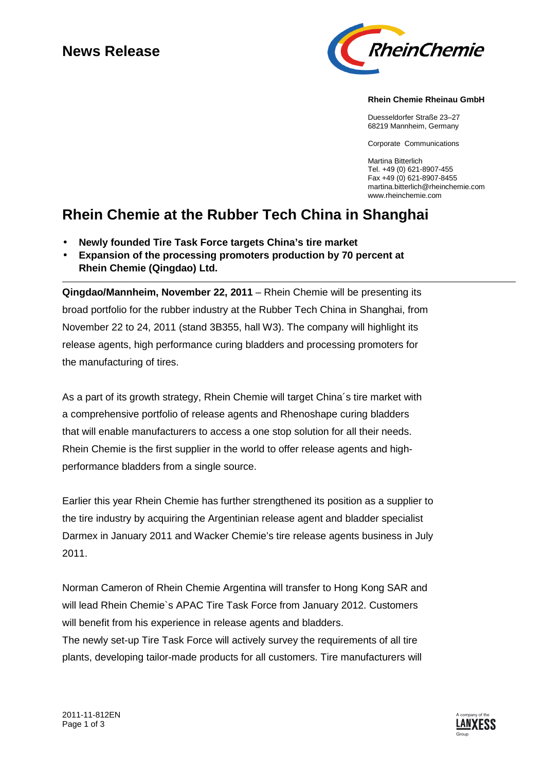**News Release**

**Rhein Chemie Rheinau GmbH**

Duesseldorfer Straße 23–27
68219 Mannheim, Germany

Corporate Communications

Martina Bitterlich
Tel. +49 (0) 621-8907-455
Fax +49 (0) 621-8907-8455
martina.bitterlich@rheinchemie.com
www.rheinchemie.com

# Rhein Chemie at the Rubber Tech China in Shanghai

- **Newly founded Tire Task Force targets China's tire market**
- **Expansion of the processing promoters production by 70 percent at Rhein Chemie (Qingdao) Ltd.**

---

**Qingdao/Mannheim, November 22, 2011** – Rhein Chemie will be presenting its broad portfolio for the rubber industry at the Rubber Tech China in Shanghai, from November 22 to 24, 2011 (stand 3B355, hall W3). The company will highlight its release agents, high performance curing bladders and processing promoters for the manufacturing of tires.

As a part of its growth strategy, Rhein Chemie will target China´s tire market with a comprehensive portfolio of release agents and Rhenoshape curing bladders that will enable manufacturers to access a one stop solution for all their needs. Rhein Chemie is the first supplier in the world to offer release agents and high-performance bladders from a single source.

Earlier this year Rhein Chemie has further strengthened its position as a supplier to the tire industry by acquiring the Argentinian release agent and bladder specialist Darmex in January 2011 and Wacker Chemie's tire release agents business in July 2011.

Norman Cameron of Rhein Chemie Argentina will transfer to Hong Kong SAR and will lead Rhein Chemie`s APAC Tire Task Force from January 2012. Customers will benefit from his experience in release agents and bladders.
The newly set-up Tire Task Force will actively survey the requirements of all tire plants, developing tailor-made products for all customers. Tire manufacturers will

2011-11-812EN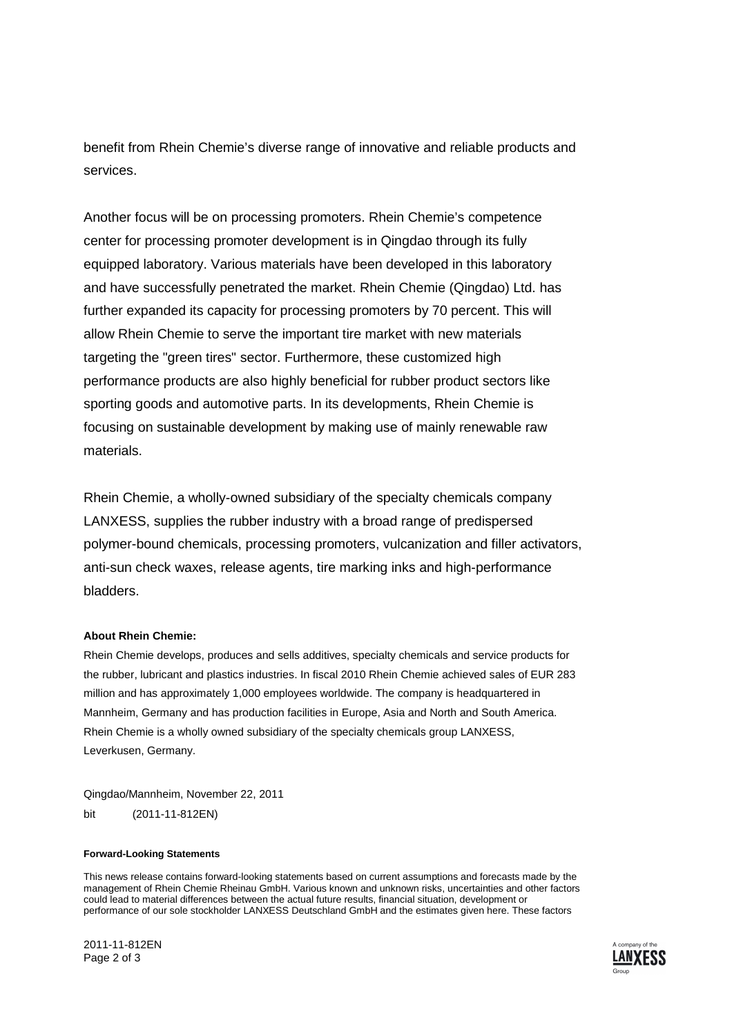benefit from Rhein Chemie's diverse range of innovative and reliable products and services.

Another focus will be on processing promoters. Rhein Chemie's competence center for processing promoter development is in Qingdao through its fully equipped laboratory. Various materials have been developed in this laboratory and have successfully penetrated the market. Rhein Chemie (Qingdao) Ltd. has further expanded its capacity for processing promoters by 70 percent. This will allow Rhein Chemie to serve the important tire market with new materials targeting the "green tires" sector. Furthermore, these customized high performance products are also highly beneficial for rubber product sectors like sporting goods and automotive parts. In its developments, Rhein Chemie is focusing on sustainable development by making use of mainly renewable raw materials.

Rhein Chemie, a wholly-owned subsidiary of the specialty chemicals company LANXESS, supplies the rubber industry with a broad range of predispersed polymer-bound chemicals, processing promoters, vulcanization and filler activators, anti-sun check waxes, release agents, tire marking inks and high-performance bladders.

**About Rhein Chemie:**

Rhein Chemie develops, produces and sells additives, specialty chemicals and service products for the rubber, lubricant and plastics industries. In fiscal 2010 Rhein Chemie achieved sales of EUR 283 million and has approximately 1,000 employees worldwide. The company is headquartered in Mannheim, Germany and has production facilities in Europe, Asia and North and South America. Rhein Chemie is a wholly owned subsidiary of the specialty chemicals group LANXESS, Leverkusen, Germany.

Qingdao/Mannheim, November 22, 2011

bit (2011-11-812EN)

**Forward-Looking Statements**

This news release contains forward-looking statements based on current assumptions and forecasts made by the management of Rhein Chemie Rheinau GmbH. Various known and unknown risks, uncertainties and other factors could lead to material differences between the actual future results, financial situation, development or performance of our sole stockholder LANXESS Deutschland GmbH and the estimates given here. These factors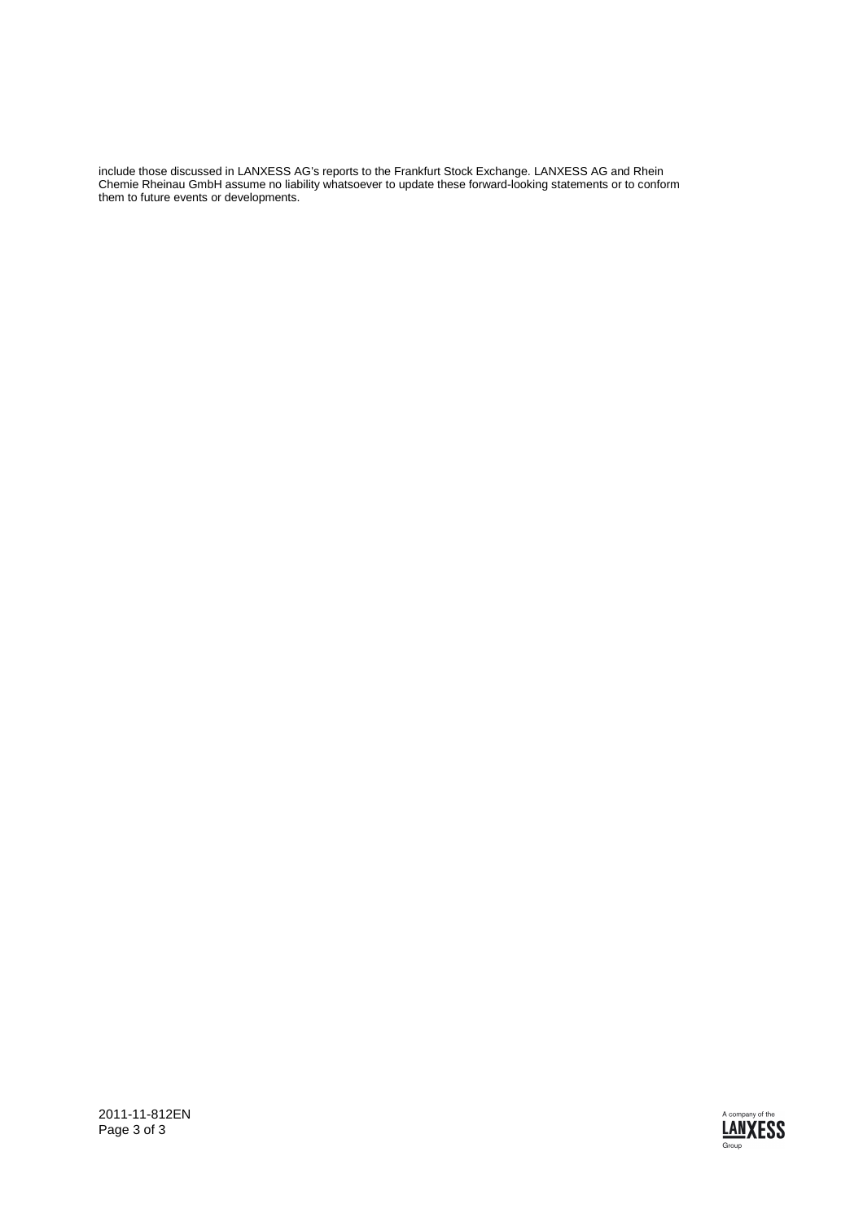include those discussed in LANXESS AG's reports to the Frankfurt Stock Exchange. LANXESS AG and Rhein Chemie Rheinau GmbH assume no liability whatsoever to update these forward-looking statements or to conform them to future events or developments.